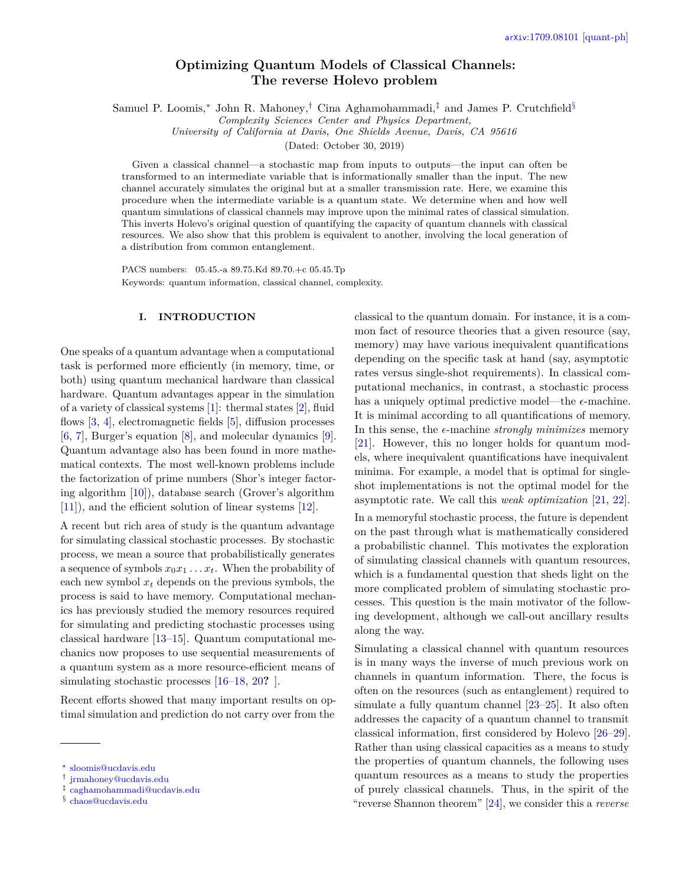arXiv:1709.08101 [quant-ph]

# Optimizing Quantum Models of Classical Channels: The reverse Holevo problem

Samuel P. Loomis,[*] John R. Mahoney,[†] Cina Aghamohammadi,[‡] and James P. Crutchfield[§]

*Complexity Sciences Center and Physics Department, University of California at Davis, One Shields Avenue, Davis, CA 95616*

(Dated: October 30, 2019)

Given a classical channel—a stochastic map from inputs to outputs—the input can often be transformed to an intermediate variable that is informationally smaller than the input. The new channel accurately simulates the original but at a smaller transmission rate. Here, we examine this procedure when the intermediate variable is a quantum state. We determine when and how well quantum simulations of classical channels may improve upon the minimal rates of classical simulation. This inverts Holevo's original question of quantifying the capacity of quantum channels with classical resources. We also show that this problem is equivalent to another, involving the local generation of a distribution from common entanglement.

PACS numbers: 05.45.-a 89.75.Kd 89.70.+c 05.45.Tp
Keywords: quantum information, classical channel, complexity.

## I. INTRODUCTION

One speaks of a quantum advantage when a computational task is performed more efficiently (in memory, time, or both) using quantum mechanical hardware than classical hardware. Quantum advantages appear in the simulation of a variety of classical systems [1]: thermal states [2], fluid flows [3, 4], electromagnetic fields [5], diffusion processes [6, 7], Burger's equation [8], and molecular dynamics [9]. Quantum advantage also has been found in more mathematical contexts. The most well-known problems include the factorization of prime numbers (Shor's integer factoring algorithm [10]), database search (Grover's algorithm [11]), and the efficient solution of linear systems [12].

A recent but rich area of study is the quantum advantage for simulating classical stochastic processes. By stochastic process, we mean a source that probabilistically generates a sequence of symbols $x_0 x_1 \ldots x_t$. When the probability of each new symbol $x_t$ depends on the previous symbols, the process is said to have memory. Computational mechanics has previously studied the memory resources required for simulating and predicting stochastic processes using classical hardware [13–15]. Quantum computational mechanics now proposes to use sequential measurements of a quantum system as a more resource-efficient means of simulating stochastic processes [16–18, 20? ].

Recent efforts showed that many important results on optimal simulation and prediction do not carry over from the classical to the quantum domain. For instance, it is a common fact of resource theories that a given resource (say, memory) may have various inequivalent quantifications depending on the specific task at hand (say, asymptotic rates versus single-shot requirements). In classical computational mechanics, in contrast, a stochastic process has a uniquely optimal predictive model—the $\epsilon$-machine. It is minimal according to all quantifications of memory. In this sense, the $\epsilon$-machine *strongly minimizes* memory [21]. However, this no longer holds for quantum models, where inequivalent quantifications have inequivalent minima. For example, a model that is optimal for single-shot implementations is not the optimal model for the asymptotic rate. We call this *weak optimization* [21, 22].

In a memoryful stochastic process, the future is dependent on the past through what is mathematically considered a probabilistic channel. This motivates the exploration of simulating classical channels with quantum resources, which is a fundamental question that sheds light on the more complicated problem of simulating stochastic processes. This question is the main motivator of the following development, although we call-out ancillary results along the way.

Simulating a classical channel with quantum resources is in many ways the inverse of much previous work on channels in quantum information. There, the focus is often on the resources (such as entanglement) required to simulate a fully quantum channel [23–25]. It also often addresses the capacity of a quantum channel to transmit classical information, first considered by Holevo [26–29]. Rather than using classical capacities as a means to study the properties of quantum channels, the following uses quantum resources as a means to study the properties of purely classical channels. Thus, in the spirit of the "reverse Shannon theorem" [24], we consider this a *reverse*

[*] sloomis@ucdavis.edu
[†] jrmahoney@ucdavis.edu
[‡] caghamohammadi@ucdavis.edu
[§] chaos@ucdavis.edu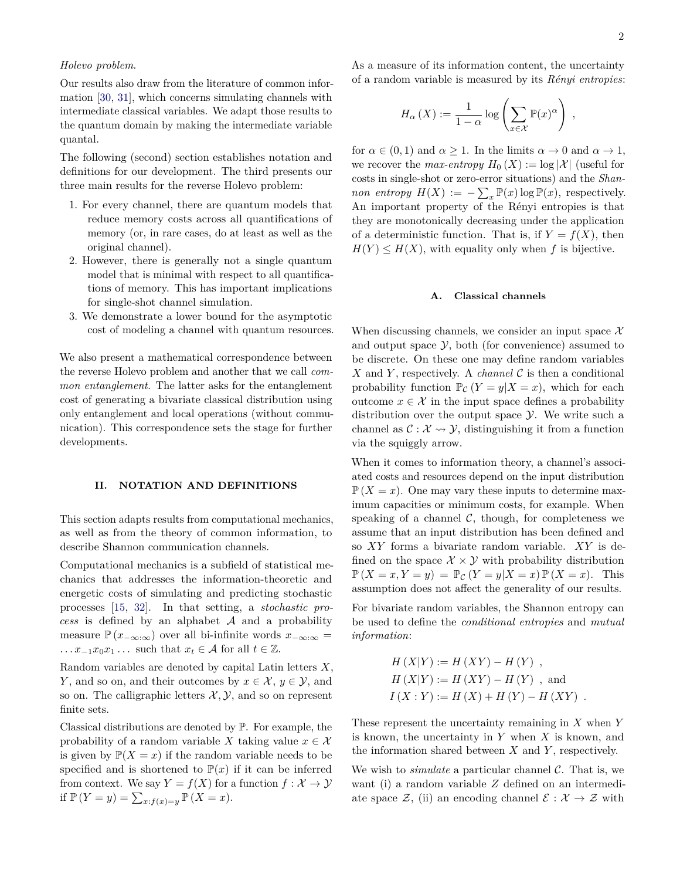*Holevo problem*.

Our results also draw from the literature of common information [30, 31], which concerns simulating channels with intermediate classical variables. We adapt those results to the quantum domain by making the intermediate variable quantal.

The following (second) section establishes notation and definitions for our development. The third presents our three main results for the reverse Holevo problem:

1. For every channel, there are quantum models that reduce memory costs across all quantifications of memory (or, in rare cases, do at least as well as the original channel).
2. However, there is generally not a single quantum model that is minimal with respect to all quantifications of memory. This has important implications for single-shot channel simulation.
3. We demonstrate a lower bound for the asymptotic cost of modeling a channel with quantum resources.

We also present a mathematical correspondence between the reverse Holevo problem and another that we call *common entanglement*. The latter asks for the entanglement cost of generating a bivariate classical distribution using only entanglement and local operations (without communication). This correspondence sets the stage for further developments.

## II. NOTATION AND DEFINITIONS

This section adapts results from computational mechanics, as well as from the theory of common information, to describe Shannon communication channels.

Computational mechanics is a subfield of statistical mechanics that addresses the information-theoretic and energetic costs of simulating and predicting stochastic processes [15, 32]. In that setting, a *stochastic process* is defined by an alphabet $\mathcal{A}$ and a probability measure $\mathbb{P}(x_{-\infty:\infty})$ over all bi-infinite words $x_{-\infty:\infty} = \dots x_{-1}x_0x_1\dots$ such that $x_t \in \mathcal{A}$ for all $t \in \mathbb{Z}$.

Random variables are denoted by capital Latin letters $X$, $Y$, and so on, and their outcomes by $x \in \mathcal{X}$, $y \in \mathcal{Y}$, and so on. The calligraphic letters $\mathcal{X}, \mathcal{Y}$, and so on represent finite sets.

Classical distributions are denoted by $\mathbb{P}$. For example, the probability of a random variable $X$ taking value $x \in \mathcal{X}$ is given by $\mathbb{P}(X = x)$ if the random variable needs to be specified and is shortened to $\mathbb{P}(x)$ if it can be inferred from context. We say $Y = f(X)$ for a function $f : \mathcal{X} \to \mathcal{Y}$ if $\mathbb{P}(Y = y) = \sum_{x: f(x)=y} \mathbb{P}(X = x)$.

As a measure of its information content, the uncertainty of a random variable is measured by its *Rényi entropies*:

$$H_\alpha(X) := \frac{1}{1-\alpha} \log \left( \sum_{x\in\mathcal{X}} \mathbb{P}(x)^\alpha \right) ,$$

for $\alpha \in (0, 1)$ and $\alpha \geq 1$. In the limits $\alpha \to 0$ and $\alpha \to 1$, we recover the *max-entropy* $H_0(X) := \log |\mathcal{X}|$ (useful for costs in single-shot or zero-error situations) and the *Shannon entropy* $H(X) := -\sum_x \mathbb{P}(x) \log \mathbb{P}(x)$, respectively. An important property of the Rényi entropies is that they are monotonically decreasing under the application of a deterministic function. That is, if $Y = f(X)$, then $H(Y) \leq H(X)$, with equality only when $f$ is bijective.

### A. Classical channels

When discussing channels, we consider an input space $\mathcal{X}$ and output space $\mathcal{Y}$, both (for convenience) assumed to be discrete. On these one may define random variables $X$ and $Y$, respectively. A *channel* $\mathcal{C}$ is then a conditional probability function $\mathbb{P}_\mathcal{C}(Y = y|X = x)$, which for each outcome $x \in \mathcal{X}$ in the input space defines a probability distribution over the output space $\mathcal{Y}$. We write such a channel as $\mathcal{C} : \mathcal{X} \rightsquigarrow \mathcal{Y}$, distinguishing it from a function via the squiggly arrow.

When it comes to information theory, a channel's associated costs and resources depend on the input distribution $\mathbb{P}(X = x)$. One may vary these inputs to determine maximum capacities or minimum costs, for example. When speaking of a channel $\mathcal{C}$, though, for completeness we assume that an input distribution has been defined and so $XY$ forms a bivariate random variable. $XY$ is defined on the space $\mathcal{X} \times \mathcal{Y}$ with probability distribution $\mathbb{P}(X = x, Y = y) = \mathbb{P}_\mathcal{C}(Y = y|X = x)\,\mathbb{P}(X = x)$. This assumption does not affect the generality of our results.

For bivariate random variables, the Shannon entropy can be used to define the *conditional entropies* and *mutual information*:

$$\begin{aligned} H(X|Y) &:= H(XY) - H(Y) \ , \\ H(X|Y) &:= H(XY) - H(Y) \ , \text{ and} \\ I(X:Y) &:= H(X) + H(Y) - H(XY) \ . \end{aligned}$$

These represent the uncertainty remaining in $X$ when $Y$ is known, the uncertainty in $Y$ when $X$ is known, and the information shared between $X$ and $Y$, respectively.

We wish to *simulate* a particular channel $\mathcal{C}$. That is, we want (i) a random variable $Z$ defined on an intermediate space $\mathcal{Z}$, (ii) an encoding channel $\mathcal{E} : \mathcal{X} \to \mathcal{Z}$ with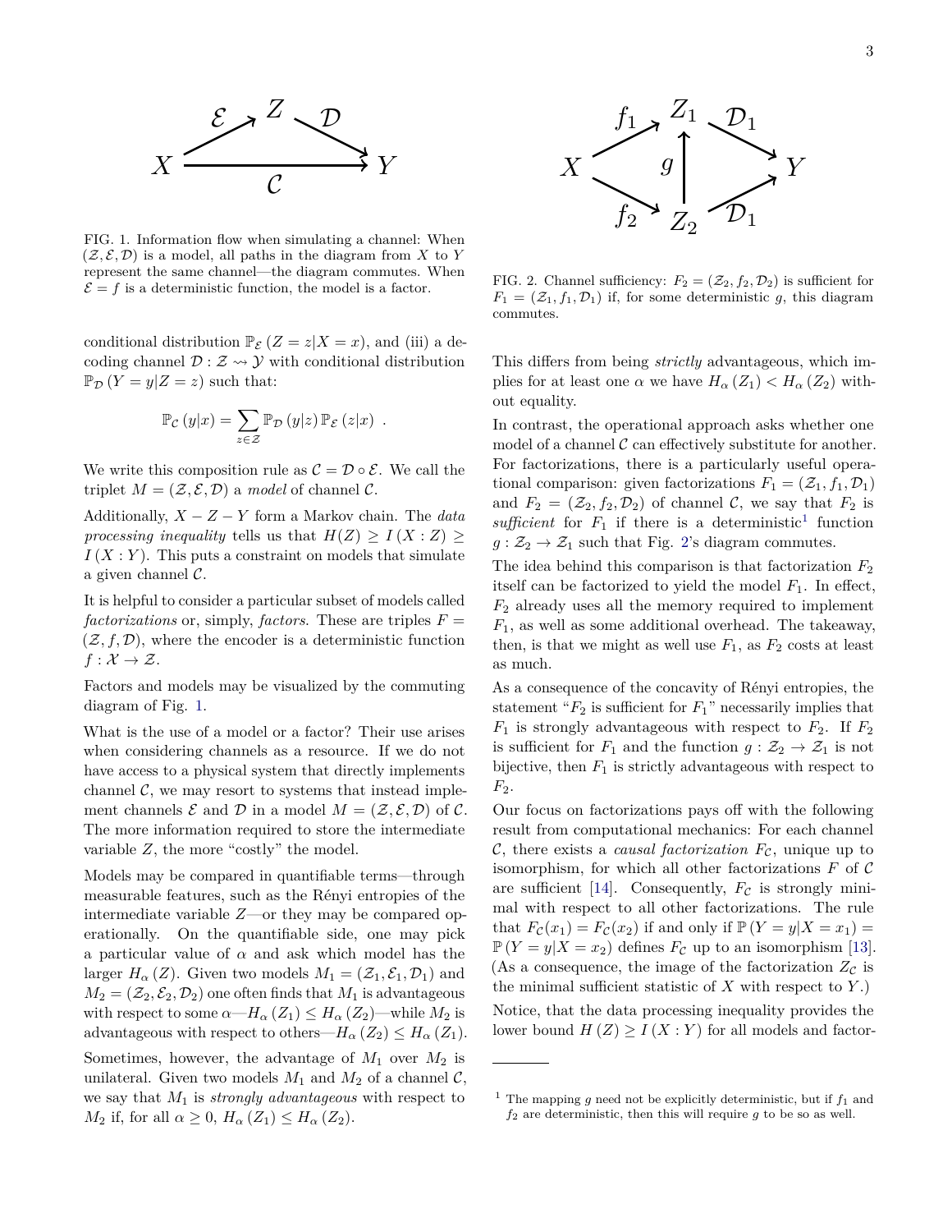FIG. 1. Information flow when simulating a channel: When $(\mathcal{Z}, \mathcal{E}, \mathcal{D})$ is a model, all paths in the diagram from $X$ to $Y$ represent the same channel—the diagram commutes. When $\mathcal{E} = f$ is a deterministic function, the model is a factor.

conditional distribution $\mathbb{P}_{\mathcal{E}}(Z = z|X = x)$, and (iii) a decoding channel $\mathcal{D} : \mathcal{Z} \rightsquigarrow \mathcal{Y}$ with conditional distribution $\mathbb{P}_{\mathcal{D}}(Y = y|Z = z)$ such that:

$$\mathbb{P}_{\mathcal{C}}(y|x) = \sum_{z \in \mathcal{Z}} \mathbb{P}_{\mathcal{D}}(y|z)\, \mathbb{P}_{\mathcal{E}}(z|x) \ .$$

We write this composition rule as $\mathcal{C} = \mathcal{D} \circ \mathcal{E}$. We call the triplet $M = (\mathcal{Z}, \mathcal{E}, \mathcal{D})$ a *model* of channel $\mathcal{C}$.

Additionally, $X - Z - Y$ form a Markov chain. The *data processing inequality* tells us that $H(Z) \geq I(X : Z) \geq I(X : Y)$. This puts a constraint on models that simulate a given channel $\mathcal{C}$.

It is helpful to consider a particular subset of models called *factorizations* or, simply, *factors*. These are triples $F = (\mathcal{Z}, f, \mathcal{D})$, where the encoder is a deterministic function $f : \mathcal{X} \to \mathcal{Z}$.

Factors and models may be visualized by the commuting diagram of Fig. 1.

What is the use of a model or a factor? Their use arises when considering channels as a resource. If we do not have access to a physical system that directly implements channel $\mathcal{C}$, we may resort to systems that instead implement channels $\mathcal{E}$ and $\mathcal{D}$ in a model $M = (\mathcal{Z}, \mathcal{E}, \mathcal{D})$ of $\mathcal{C}$. The more information required to store the intermediate variable $Z$, the more "costly" the model.

Models may be compared in quantifiable terms—through measurable features, such as the Rényi entropies of the intermediate variable $Z$—or they may be compared operationally. On the quantifiable side, one may pick a particular value of $\alpha$ and ask which model has the larger $H_\alpha(Z)$. Given two models $M_1 = (\mathcal{Z}_1, \mathcal{E}_1, \mathcal{D}_1)$ and $M_2 = (\mathcal{Z}_2, \mathcal{E}_2, \mathcal{D}_2)$ one often finds that $M_1$ is advantageous with respect to some $\alpha$—$H_\alpha(Z_1) \leq H_\alpha(Z_2)$—while $M_2$ is advantageous with respect to others—$H_\alpha(Z_2) \leq H_\alpha(Z_1)$.

Sometimes, however, the advantage of $M_1$ over $M_2$ is unilateral. Given two models $M_1$ and $M_2$ of a channel $\mathcal{C}$, we say that $M_1$ is *strongly advantageous* with respect to $M_2$ if, for all $\alpha \geq 0$, $H_\alpha(Z_1) \leq H_\alpha(Z_2)$.

FIG. 2. Channel sufficiency: $F_2 = (\mathcal{Z}_2, f_2, \mathcal{D}_2)$ is sufficient for $F_1 = (\mathcal{Z}_1, f_1, \mathcal{D}_1)$ if, for some deterministic $g$, this diagram commutes.

This differs from being *strictly* advantageous, which implies for at least one $\alpha$ we have $H_\alpha(Z_1) < H_\alpha(Z_2)$ without equality.

In contrast, the operational approach asks whether one model of a channel $\mathcal{C}$ can effectively substitute for another. For factorizations, there is a particularly useful operational comparison: given factorizations $F_1 = (\mathcal{Z}_1, f_1, \mathcal{D}_1)$ and $F_2 = (\mathcal{Z}_2, f_2, \mathcal{D}_2)$ of channel $\mathcal{C}$, we say that $F_2$ is *sufficient* for $F_1$ if there is a deterministic[1] function $g : \mathcal{Z}_2 \to \mathcal{Z}_1$ such that Fig. 2's diagram commutes.

The idea behind this comparison is that factorization $F_2$ itself can be factorized to yield the model $F_1$. In effect, $F_2$ already uses all the memory required to implement $F_1$, as well as some additional overhead. The takeaway, then, is that we might as well use $F_1$, as $F_2$ costs at least as much.

As a consequence of the concavity of Rényi entropies, the statement "$F_2$ is sufficient for $F_1$" necessarily implies that $F_1$ is strongly advantageous with respect to $F_2$. If $F_2$ is sufficient for $F_1$ and the function $g : \mathcal{Z}_2 \to \mathcal{Z}_1$ is not bijective, then $F_1$ is strictly advantageous with respect to $F_2$.

Our focus on factorizations pays off with the following result from computational mechanics: For each channel $\mathcal{C}$, there exists a *causal factorization* $F_{\mathcal{C}}$, unique up to isomorphism, for which all other factorizations $F$ of $\mathcal{C}$ are sufficient [14]. Consequently, $F_{\mathcal{C}}$ is strongly minimal with respect to all other factorizations. The rule that $F_{\mathcal{C}}(x_1) = F_{\mathcal{C}}(x_2)$ if and only if $\mathbb{P}(Y = y|X = x_1) = \mathbb{P}(Y = y|X = x_2)$ defines $F_{\mathcal{C}}$ up to an isomorphism [13]. (As a consequence, the image of the factorization $Z_{\mathcal{C}}$ is the minimal sufficient statistic of $X$ with respect to $Y$.)

Notice, that the data processing inequality provides the lower bound $H(Z) \geq I(X : Y)$ for all models and factor-

---

[1] The mapping $g$ need not be explicitly deterministic, but if $f_1$ and $f_2$ are deterministic, then this will require $g$ to be so as well.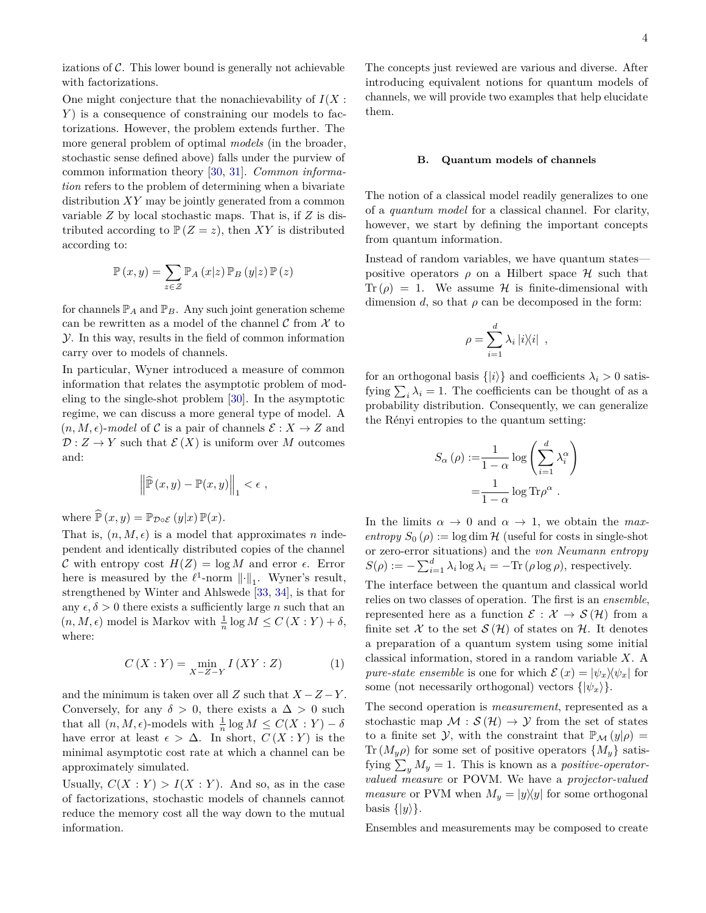izations of $\mathcal{C}$. This lower bound is generally not achievable with factorizations.

One might conjecture that the nonachievability of $I(X:Y)$ is a consequence of constraining our models to factorizations. However, the problem extends further. The more general problem of optimal *models* (in the broader, stochastic sense defined above) falls under the purview of common information theory [30, 31]. *Common information* refers to the problem of determining when a bivariate distribution $XY$ may be jointly generated from a common variable $Z$ by local stochastic maps. That is, if $Z$ is distributed according to $\mathbb{P}(Z=z)$, then $XY$ is distributed according to:

$$\mathbb{P}(x,y) = \sum_{z\in\mathcal{Z}} \mathbb{P}_A(x|z)\,\mathbb{P}_B(y|z)\,\mathbb{P}(z)$$

for channels $\mathbb{P}_A$ and $\mathbb{P}_B$. Any such joint generation scheme can be rewritten as a model of the channel $\mathcal{C}$ from $\mathcal{X}$ to $\mathcal{Y}$. In this way, results in the field of common information carry over to models of channels.

In particular, Wyner introduced a measure of common information that relates the asymptotic problem of modeling to the single-shot problem [30]. In the asymptotic regime, we can discuss a more general type of model. A $(n, M, \epsilon)$-*model* of $\mathcal{C}$ is a pair of channels $\mathcal{E}: X \to Z$ and $\mathcal{D}: Z \to Y$ such that $\mathcal{E}(X)$ is uniform over $M$ outcomes and:

$$\left\|\widehat{\mathbb{P}}(x,y) - \mathbb{P}(x,y)\right\|_1 < \epsilon\ ,$$

where $\widehat{\mathbb{P}}(x,y) = \mathbb{P}_{\mathcal{D}\circ\mathcal{E}}(y|x)\,\mathbb{P}(x)$.

That is, $(n, M, \epsilon)$ is a model that approximates $n$ independent and identically distributed copies of the channel $\mathcal{C}$ with entropy cost $H(Z) = \log M$ and error $\epsilon$. Error here is measured by the $\ell^1$-norm $\|\cdot\|_1$. Wyner's result, strengthened by Winter and Ahlswede [33, 34], is that for any $\epsilon, \delta > 0$ there exists a sufficiently large $n$ such that an $(n, M, \epsilon)$ model is Markov with $\frac{1}{n}\log M \leq C(X:Y) + \delta$, where:

$$C(X:Y) = \min_{X-Z-Y} I(XY:Z) \tag{1}$$

and the minimum is taken over all $Z$ such that $X - Z - Y$. Conversely, for any $\delta > 0$, there exists a $\Delta > 0$ such that all $(n, M, \epsilon)$-models with $\frac{1}{n}\log M \leq C(X:Y) - \delta$ have error at least $\epsilon > \Delta$. In short, $C(X:Y)$ is the minimal asymptotic cost rate at which a channel can be approximately simulated.

Usually, $C(X:Y) > I(X:Y)$. And so, as in the case of factorizations, stochastic models of channels cannot reduce the memory cost all the way down to the mutual information.

The concepts just reviewed are various and diverse. After introducing equivalent notions for quantum models of channels, we will provide two examples that help elucidate them.

### B. Quantum models of channels

The notion of a classical model readily generalizes to one of a *quantum model* for a classical channel. For clarity, however, we start by defining the important concepts from quantum information.

Instead of random variables, we have quantum states—positive operators $\rho$ on a Hilbert space $\mathcal{H}$ such that $\mathrm{Tr}(\rho) = 1$. We assume $\mathcal{H}$ is finite-dimensional with dimension $d$, so that $\rho$ can be decomposed in the form:

$$\rho = \sum_{i=1}^{d} \lambda_i \left|i\middle\rangle\!\middle\langle i\right|\ ,$$

for an orthogonal basis $\{|i\rangle\}$ and coefficients $\lambda_i > 0$ satisfying $\sum_i \lambda_i = 1$. The coefficients can be thought of as a probability distribution. Consequently, we can generalize the Rényi entropies to the quantum setting:

$$\begin{aligned} S_\alpha(\rho) :=& \frac{1}{1-\alpha}\log\left(\sum_{i=1}^{d}\lambda_i^\alpha\right) \\ =& \frac{1}{1-\alpha}\log \mathrm{Tr}\rho^\alpha\ . \end{aligned}$$

In the limits $\alpha \to 0$ and $\alpha \to 1$, we obtain the *max-entropy* $S_0(\rho) := \log\dim\mathcal{H}$ (useful for costs in single-shot or zero-error situations) and the *von Neumann entropy* $S(\rho) := -\sum_{i=1}^{d}\lambda_i\log\lambda_i = -\mathrm{Tr}(\rho\log\rho)$, respectively.

The interface between the quantum and classical world relies on two classes of operation. The first is an *ensemble*, represented here as a function $\mathcal{E}: \mathcal{X} \to \mathcal{S}(\mathcal{H})$ from a finite set $\mathcal{X}$ to the set $\mathcal{S}(\mathcal{H})$ of states on $\mathcal{H}$. It denotes a preparation of a quantum system using some initial classical information, stored in a random variable $X$. A *pure-state ensemble* is one for which $\mathcal{E}(x) = \left|\psi_x\middle\rangle\!\middle\langle\psi_x\right|$ for some (not necessarily orthogonal) vectors $\{|\psi_x\rangle\}$.

The second operation is *measurement*, represented as a stochastic map $\mathcal{M}: \mathcal{S}(\mathcal{H}) \to \mathcal{Y}$ from the set of states to a finite set $\mathcal{Y}$, with the constraint that $\mathbb{P}_{\mathcal{M}}(y|\rho) = \mathrm{Tr}(M_y\rho)$ for some set of positive operators $\{M_y\}$ satisfying $\sum_y M_y = 1$. This is known as a *positive-operator-valued measure* or POVM. We have a *projector-valued measure* or PVM when $M_y = \left|y\middle\rangle\!\middle\langle y\right|$ for some orthogonal basis $\{|y\rangle\}$.

Ensembles and measurements may be composed to create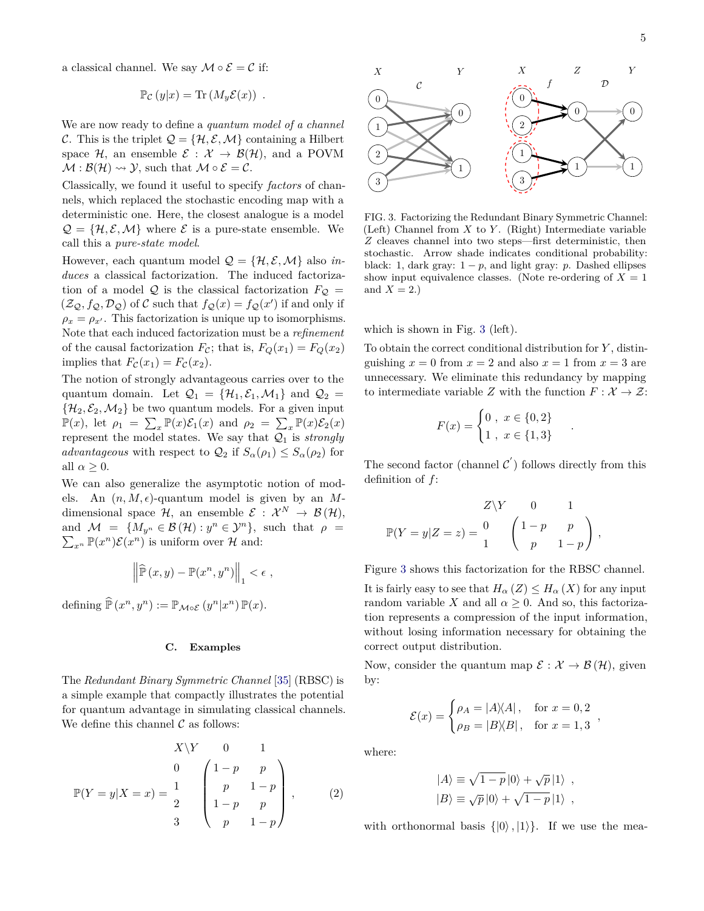a classical channel. We say $\mathcal{M} \circ \mathcal{E} = \mathcal{C}$ if:

$$\mathbb{P}_{\mathcal{C}}(y|x) = \mathrm{Tr}\left(M_y \mathcal{E}(x)\right) .$$

We are now ready to define a *quantum model of a channel* $\mathcal{C}$. This is the triplet $\mathcal{Q} = \{\mathcal{H}, \mathcal{E}, \mathcal{M}\}$ containing a Hilbert space $\mathcal{H}$, an ensemble $\mathcal{E} : \mathcal{X} \to \mathcal{B}(\mathcal{H})$, and a POVM $\mathcal{M} : \mathcal{B}(\mathcal{H}) \rightsquigarrow \mathcal{Y}$, such that $\mathcal{M} \circ \mathcal{E} = \mathcal{C}$.

Classically, we found it useful to specify *factors* of channels, which replaced the stochastic encoding map with a deterministic one. Here, the closest analogue is a model $\mathcal{Q} = \{\mathcal{H}, \mathcal{E}, \mathcal{M}\}$ where $\mathcal{E}$ is a pure-state ensemble. We call this a *pure-state model*.

However, each quantum model $\mathcal{Q} = \{\mathcal{H}, \mathcal{E}, \mathcal{M}\}$ also *induces* a classical factorization. The induced factorization of a model $\mathcal{Q}$ is the classical factorization $F_{\mathcal{Q}} = (\mathcal{Z}_{\mathcal{Q}}, f_{\mathcal{Q}}, \mathcal{D}_{\mathcal{Q}})$ of $\mathcal{C}$ such that $f_{\mathcal{Q}}(x) = f_{\mathcal{Q}}(x')$ if and only if $\rho_x = \rho_{x'}$. This factorization is unique up to isomorphisms. Note that each induced factorization must be a *refinement* of the causal factorization $F_{\mathcal{C}}$; that is, $F_Q(x_1) = F_Q(x_2)$ implies that $F_{\mathcal{C}}(x_1) = F_{\mathcal{C}}(x_2)$.

The notion of strongly advantageous carries over to the quantum domain. Let $\mathcal{Q}_1 = \{\mathcal{H}_1, \mathcal{E}_1, \mathcal{M}_1\}$ and $\mathcal{Q}_2 = \{\mathcal{H}_2, \mathcal{E}_2, \mathcal{M}_2\}$ be two quantum models. For a given input $\mathbb{P}(x)$, let $\rho_1 = \sum_x \mathbb{P}(x)\mathcal{E}_1(x)$ and $\rho_2 = \sum_x \mathbb{P}(x)\mathcal{E}_2(x)$ represent the model states. We say that $\mathcal{Q}_1$ is *strongly advantageous* with respect to $\mathcal{Q}_2$ if $S_\alpha(\rho_1) \leq S_\alpha(\rho_2)$ for all $\alpha \geq 0$.

We can also generalize the asymptotic notion of models. An $(n, M, \epsilon)$-quantum model is given by an $M$-dimensional space $\mathcal{H}$, an ensemble $\mathcal{E} : \mathcal{X}^N \to \mathcal{B}(\mathcal{H})$, and $\mathcal{M} = \{M_{y^n} \in \mathcal{B}(\mathcal{H}) : y^n \in \mathcal{Y}^n\}$, such that $\rho = \sum_{x^n} \mathbb{P}(x^n)\mathcal{E}(x^n)$ is uniform over $\mathcal{H}$ and:

$$\left\| \widehat{\mathbb{P}}(x, y) - \mathbb{P}(x^n, y^n) \right\|_1 < \epsilon ,$$

defining $\widehat{\mathbb{P}}(x^n, y^n) := \mathbb{P}_{\mathcal{M} \circ \mathcal{E}}(y^n|x^n)\,\mathbb{P}(x)$.

### C. Examples

The *Redundant Binary Symmetric Channel* [35] (RBSC) is a simple example that compactly illustrates the potential for quantum advantage in simulating classical channels. We define this channel $\mathcal{C}$ as follows:

$$\mathbb{P}(Y = y|X = x) = \begin{array}{c} X\backslash Y \\ 0 \\ 1 \\ 2 \\ 3 \end{array} \begin{array}{c} \begin{array}{cc} 0 & \quad 1 \end{array} \\ \begin{pmatrix} 1-p & p \\ p & 1-p \\ 1-p & p \\ p & 1-p \end{pmatrix} \end{array} , \qquad (2)$$

which is shown in Fig. 3 (left).

FIG. 3. Factorizing the Redundant Binary Symmetric Channel: (Left) Channel from $X$ to $Y$. (Right) Intermediate variable $Z$ cleaves channel into two steps—first deterministic, then stochastic. Arrow shade indicates conditional probability: black: 1, dark gray: $1-p$, and light gray: $p$. Dashed ellipses show input equivalence classes. (Note re-ordering of $X = 1$ and $X = 2$.)

To obtain the correct conditional distribution for $Y$, distinguishing $x = 0$ from $x = 2$ and also $x = 1$ from $x = 3$ are unnecessary. We eliminate this redundancy by mapping to intermediate variable $Z$ with the function $F : \mathcal{X} \to \mathcal{Z}$:

$$F(x) = \begin{cases} 0 \ , & x \in \{0, 2\} \\ 1 \ , & x \in \{1, 3\} \end{cases} .$$

The second factor (channel $\mathcal{C}'$) follows directly from this definition of $f$:

$$\mathbb{P}(Y = y|Z = z) = \begin{array}{c} Z\backslash Y \\ 0 \\ 1 \end{array} \begin{array}{c} \begin{array}{cc} 0 & \quad 1 \end{array} \\ \begin{pmatrix} 1-p & p \\ p & 1-p \end{pmatrix} \end{array} ,$$

Figure 3 shows this factorization for the RBSC channel.

It is fairly easy to see that $H_\alpha(Z) \leq H_\alpha(X)$ for any input random variable $X$ and all $\alpha \geq 0$. And so, this factorization represents a compression of the input information, without losing information necessary for obtaining the correct output distribution.

Now, consider the quantum map $\mathcal{E} : \mathcal{X} \to \mathcal{B}(\mathcal{H})$, given by:

$$\mathcal{E}(x) = \begin{cases} \rho_A = |A\rangle\langle A| , & \text{for } x = 0, 2 \\ \rho_B = |B\rangle\langle B| , & \text{for } x = 1, 3 \end{cases} ,$$

where:

$$|A\rangle \equiv \sqrt{1-p}\,|0\rangle + \sqrt{p}\,|1\rangle \ ,$$
$$|B\rangle \equiv \sqrt{p}\,|0\rangle + \sqrt{1-p}\,|1\rangle \ ,$$

with orthonormal basis $\{|0\rangle, |1\rangle\}$. If we use the mea-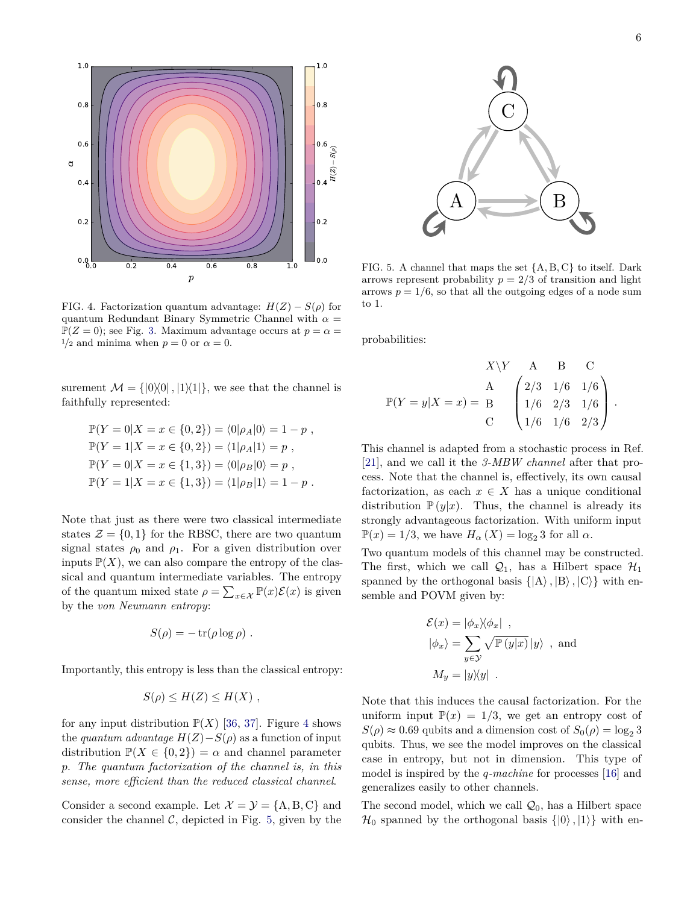FIG. 4. Factorization quantum advantage: $H(Z) - S(\rho)$ for quantum Redundant Binary Symmetric Channel with $\alpha = \mathbb{P}(Z = 0)$; see Fig. 3. Maximum advantage occurs at $p = \alpha = 1/2$ and minima when $p = 0$ or $\alpha = 0$.

surement $\mathcal{M} = \{|0\rangle\langle 0|, |1\rangle\langle 1|\}$, we see that the channel is faithfully represented:

$$
\begin{aligned}
\mathbb{P}(Y = 0|X = x \in \{0, 2\}) &= \langle 0|\rho_A|0\rangle = 1 - p \ , \\
\mathbb{P}(Y = 1|X = x \in \{0, 2\}) &= \langle 1|\rho_A|1\rangle = p \ , \\
\mathbb{P}(Y = 0|X = x \in \{1, 3\}) &= \langle 0|\rho_B|0\rangle = p \ , \\
\mathbb{P}(Y = 1|X = x \in \{1, 3\}) &= \langle 1|\rho_B|1\rangle = 1 - p \ .
\end{aligned}
$$

Note that just as there were two classical intermediate states $\mathcal{Z} = \{0, 1\}$ for the RBSC, there are two quantum signal states $\rho_0$ and $\rho_1$. For a given distribution over inputs $\mathbb{P}(X)$, we can also compare the entropy of the classical and quantum intermediate variables. The entropy of the quantum mixed state $\rho = \sum_{x\in\mathcal{X}} \mathbb{P}(x)\mathcal{E}(x)$ is given by the *von Neumann entropy*:

$$
S(\rho) = -\operatorname{tr}(\rho \log \rho) \ .
$$

Importantly, this entropy is less than the classical entropy:

$$
S(\rho) \leq H(Z) \leq H(X) \ ,
$$

for any input distribution $\mathbb{P}(X)$ [36, 37]. Figure 4 shows the *quantum advantage* $H(Z) - S(\rho)$ as a function of input distribution $\mathbb{P}(X \in \{0, 2\}) = \alpha$ and channel parameter $p$. *The quantum factorization of the channel is, in this sense, more efficient than the reduced classical channel.*

Consider a second example. Let $\mathcal{X} = \mathcal{Y} = \{\mathrm{A}, \mathrm{B}, \mathrm{C}\}$ and consider the channel $\mathcal{C}$, depicted in Fig. 5, given by the probabilities:

FIG. 5. A channel that maps the set $\{\mathrm{A}, \mathrm{B}, \mathrm{C}\}$ to itself. Dark arrows represent probability $p = 2/3$ of transition and light arrows $p = 1/6$, so that all the outgoing edges of a node sum to 1.

$$
\mathbb{P}(Y = y|X = x) = 
\begin{array}{c}
X\backslash Y \\ \mathrm{A} \\ \mathrm{B} \\ \mathrm{C}
\end{array}
\begin{array}{c}
\begin{array}{ccc} \mathrm{A} & \mathrm{B} & \mathrm{C} \end{array} \\
\begin{pmatrix}
2/3 & 1/6 & 1/6 \\
1/6 & 2/3 & 1/6 \\
1/6 & 1/6 & 2/3
\end{pmatrix}
\end{array} .
$$

This channel is adapted from a stochastic process in Ref. [21], and we call it the *3-MBW channel* after that process. Note that the channel is, effectively, its own causal factorization, as each $x \in X$ has a unique conditional distribution $\mathbb{P}(y|x)$. Thus, the channel is already its strongly advantageous factorization. With uniform input $\mathbb{P}(x) = 1/3$, we have $H_\alpha(X) = \log_2 3$ for all $\alpha$.

Two quantum models of this channel may be constructed. The first, which we call $\mathcal{Q}_1$, has a Hilbert space $\mathcal{H}_1$ spanned by the orthogonal basis $\{|\mathrm{A}\rangle, |\mathrm{B}\rangle, |\mathrm{C}\rangle\}$ with ensemble and POVM given by:

$$
\begin{aligned}
\mathcal{E}(x) &= |\phi_x\rangle\langle\phi_x| \ , \\
|\phi_x\rangle &= \sum_{y\in\mathcal{Y}} \sqrt{\mathbb{P}(y|x)}\, |y\rangle \ , \text{ and} \\
M_y &= |y\rangle\langle y| \ .
\end{aligned}
$$

Note that this induces the causal factorization. For the uniform input $\mathbb{P}(x) = 1/3$, we get an entropy cost of $S(\rho) \approx 0.69$ qubits and a dimension cost of $S_0(\rho) = \log_2 3$ qubits. Thus, we see the model improves on the classical case in entropy, but not in dimension. This type of model is inspired by the *q-machine* for processes [16] and generalizes easily to other channels.

The second model, which we call $\mathcal{Q}_0$, has a Hilbert space $\mathcal{H}_0$ spanned by the orthogonal basis $\{|0\rangle, |1\rangle\}$ with en-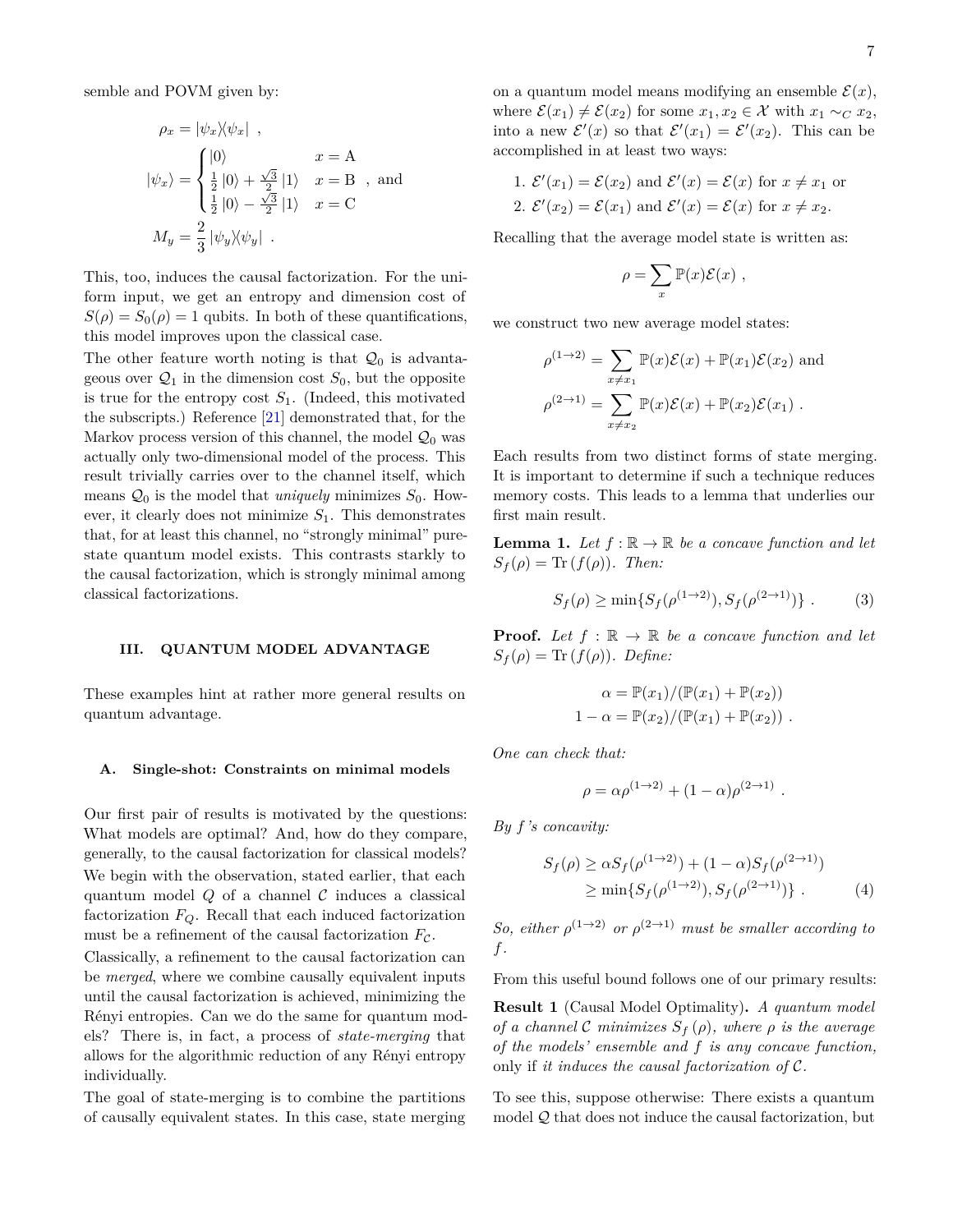semble and POVM given by:

$$\rho_x = |\psi_x\rangle\langle\psi_x| \ ,$$

$$|\psi_x\rangle = \begin{cases} |0\rangle & x = \mathrm{A} \\ \frac{1}{2}|0\rangle + \frac{\sqrt{3}}{2}|1\rangle & x = \mathrm{B} \\ \frac{1}{2}|0\rangle - \frac{\sqrt{3}}{2}|1\rangle & x = \mathrm{C} \end{cases} \ , \text{ and}$$

$$M_y = \frac{2}{3}|\psi_y\rangle\langle\psi_y| \ .$$

This, too, induces the causal factorization. For the uniform input, we get an entropy and dimension cost of $S(\rho) = S_0(\rho) = 1$ qubits. In both of these quantifications, this model improves upon the classical case.

The other feature worth noting is that $\mathcal{Q}_0$ is advantageous over $\mathcal{Q}_1$ in the dimension cost $S_0$, but the opposite is true for the entropy cost $S_1$. (Indeed, this motivated the subscripts.) Reference [21] demonstrated that, for the Markov process version of this channel, the model $\mathcal{Q}_0$ was actually only two-dimensional model of the process. This result trivially carries over to the channel itself, which means $\mathcal{Q}_0$ is the model that *uniquely* minimizes $S_0$. However, it clearly does not minimize $S_1$. This demonstrates that, for at least this channel, no "strongly minimal" pure-state quantum model exists. This contrasts starkly to the causal factorization, which is strongly minimal among classical factorizations.

## III. QUANTUM MODEL ADVANTAGE

These examples hint at rather more general results on quantum advantage.

### A. Single-shot: Constraints on minimal models

Our first pair of results is motivated by the questions: What models are optimal? And, how do they compare, generally, to the causal factorization for classical models? We begin with the observation, stated earlier, that each quantum model $Q$ of a channel $\mathcal{C}$ induces a classical factorization $F_Q$. Recall that each induced factorization must be a refinement of the causal factorization $F_\mathcal{C}$.

Classically, a refinement to the causal factorization can be *merged*, where we combine causally equivalent inputs until the causal factorization is achieved, minimizing the Rényi entropies. Can we do the same for quantum models? There is, in fact, a process of *state-merging* that allows for the algorithmic reduction of any Rényi entropy individually.

The goal of state-merging is to combine the partitions of causally equivalent states. In this case, state merging on a quantum model means modifying an ensemble $\mathcal{E}(x)$, where $\mathcal{E}(x_1) \neq \mathcal{E}(x_2)$ for some $x_1, x_2 \in \mathcal{X}$ with $x_1 \sim_C x_2$, into a new $\mathcal{E}'(x)$ so that $\mathcal{E}'(x_1) = \mathcal{E}'(x_2)$. This can be accomplished in at least two ways:

1. $\mathcal{E}'(x_1) = \mathcal{E}(x_2)$ and $\mathcal{E}'(x) = \mathcal{E}(x)$ for $x \neq x_1$ or
2. $\mathcal{E}'(x_2) = \mathcal{E}(x_1)$ and $\mathcal{E}'(x) = \mathcal{E}(x)$ for $x \neq x_2$.

Recalling that the average model state is written as:

$$\rho = \sum_x \mathbb{P}(x)\mathcal{E}(x) \ ,$$

we construct two new average model states:

$$\rho^{(1\to 2)} = \sum_{x\neq x_1} \mathbb{P}(x)\mathcal{E}(x) + \mathbb{P}(x_1)\mathcal{E}(x_2) \text{ and}$$

$$\rho^{(2\to 1)} = \sum_{x\neq x_2} \mathbb{P}(x)\mathcal{E}(x) + \mathbb{P}(x_2)\mathcal{E}(x_1) \ .$$

Each results from two distinct forms of state merging. It is important to determine if such a technique reduces memory costs. This leads to a lemma that underlies our first main result.

**Lemma 1.** *Let $f : \mathbb{R} \to \mathbb{R}$ be a concave function and let $S_f(\rho) = \mathrm{Tr}(f(\rho))$. Then:*

$$S_f(\rho) \geq \min\{S_f(\rho^{(1\to 2)}), S_f(\rho^{(2\to 1)})\} \ . \tag{3}$$

**Proof.** *Let $f : \mathbb{R} \to \mathbb{R}$ be a concave function and let $S_f(\rho) = \mathrm{Tr}(f(\rho))$. Define:*

$$\alpha = \mathbb{P}(x_1)/(\mathbb{P}(x_1) + \mathbb{P}(x_2))$$
$$1 - \alpha = \mathbb{P}(x_2)/(\mathbb{P}(x_1) + \mathbb{P}(x_2)) \ .$$

*One can check that:*

$$\rho = \alpha\rho^{(1\to 2)} + (1-\alpha)\rho^{(2\to 1)} \ .$$

*By $f$'s concavity:*

$$\begin{aligned} S_f(\rho) &\geq \alpha S_f(\rho^{(1\to 2)}) + (1-\alpha) S_f(\rho^{(2\to 1)}) \\ &\geq \min\{S_f(\rho^{(1\to 2)}), S_f(\rho^{(2\to 1)})\} \ . \end{aligned} \tag{4}$$

*So, either $\rho^{(1\to 2)}$ or $\rho^{(2\to 1)}$ must be smaller according to $f$.*

From this useful bound follows one of our primary results:

**Result 1** (Causal Model Optimality)**.** *A quantum model of a channel $\mathcal{C}$ minimizes $S_f(\rho)$, where $\rho$ is the average of the models' ensemble and $f$ is any concave function,* only if *it induces the causal factorization of $\mathcal{C}$.*

To see this, suppose otherwise: There exists a quantum model $\mathcal{Q}$ that does not induce the causal factorization, but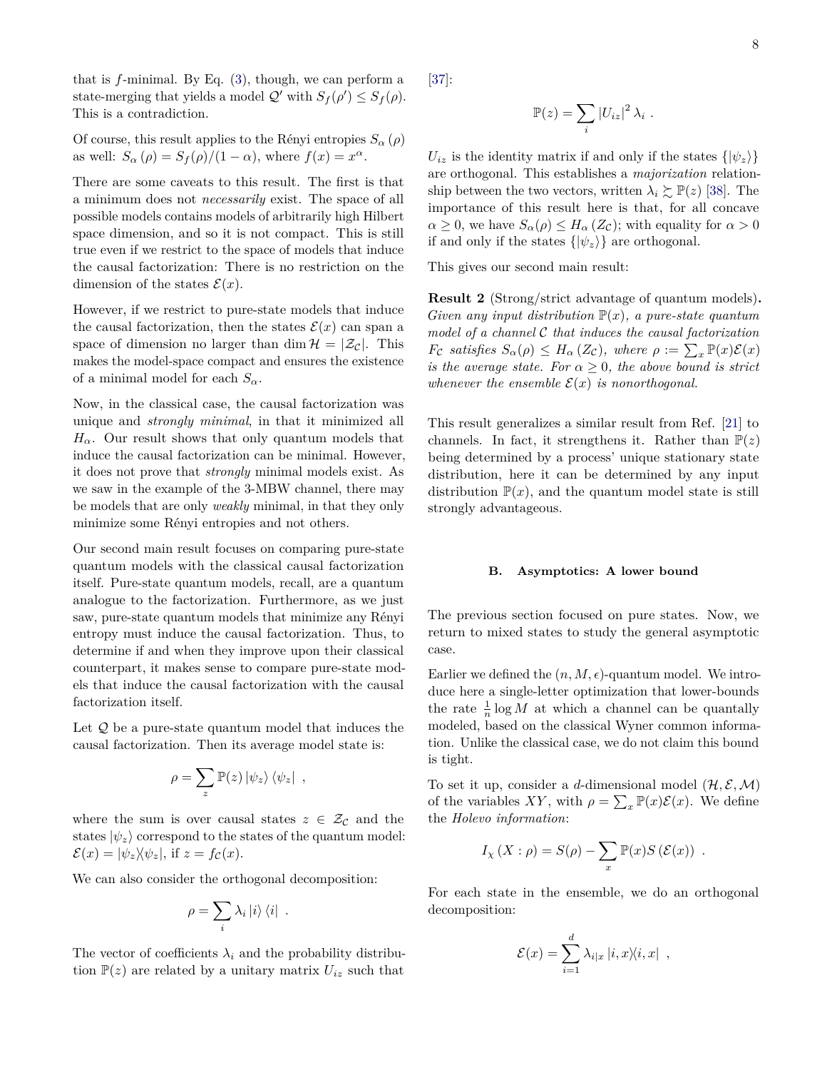that is $f$-minimal. By Eq. (3), though, we can perform a state-merging that yields a model $\mathcal{Q}'$ with $S_f(\rho') \leq S_f(\rho)$. This is a contradiction.

Of course, this result applies to the Rényi entropies $S_\alpha(\rho)$ as well: $S_\alpha(\rho) = S_f(\rho)/(1-\alpha)$, where $f(x) = x^\alpha$.

There are some caveats to this result. The first is that a minimum does not *necessarily* exist. The space of all possible models contains models of arbitrarily high Hilbert space dimension, and so it is not compact. This is still true even if we restrict to the space of models that induce the causal factorization: There is no restriction on the dimension of the states $\mathcal{E}(x)$.

However, if we restrict to pure-state models that induce the causal factorization, then the states $\mathcal{E}(x)$ can span a space of dimension no larger than $\dim \mathcal{H} = |\mathcal{Z}_\mathcal{C}|$. This makes the model-space compact and ensures the existence of a minimal model for each $S_\alpha$.

Now, in the classical case, the causal factorization was unique and *strongly minimal*, in that it minimized all $H_\alpha$. Our result shows that only quantum models that induce the causal factorization can be minimal. However, it does not prove that *strongly* minimal models exist. As we saw in the example of the 3-MBW channel, there may be models that are only *weakly* minimal, in that they only minimize some Rényi entropies and not others.

Our second main result focuses on comparing pure-state quantum models with the classical causal factorization itself. Pure-state quantum models, recall, are a quantum analogue to the factorization. Furthermore, as we just saw, pure-state quantum models that minimize any Rényi entropy must induce the causal factorization. Thus, to determine if and when they improve upon their classical counterpart, it makes sense to compare pure-state models that induce the causal factorization with the causal factorization itself.

Let $\mathcal{Q}$ be a pure-state quantum model that induces the causal factorization. Then its average model state is:

$$\rho = \sum_z \mathbb{P}(z) \left|\psi_z\right\rangle \left\langle\psi_z\right| \ ,$$

where the sum is over causal states $z \in \mathcal{Z}_\mathcal{C}$ and the states $|\psi_z\rangle$ correspond to the states of the quantum model: $\mathcal{E}(x) = |\psi_z\rangle\langle\psi_z|$, if $z = f_\mathcal{C}(x)$.

We can also consider the orthogonal decomposition:

$$\rho = \sum_i \lambda_i \left|i\right\rangle \left\langle i\right| \ .$$

The vector of coefficients $\lambda_i$ and the probability distribution $\mathbb{P}(z)$ are related by a unitary matrix $U_{iz}$ such that [37]:

$$\mathbb{P}(z) = \sum_i \left|U_{iz}\right|^2 \lambda_i \ .$$

$U_{iz}$ is the identity matrix if and only if the states $\{|\psi_z\rangle\}$ are orthogonal. This establishes a *majorization* relationship between the two vectors, written $\lambda_i \succsim \mathbb{P}(z)$ [38]. The importance of this result here is that, for all concave $\alpha \geq 0$, we have $S_\alpha(\rho) \leq H_\alpha(Z_\mathcal{C})$; with equality for $\alpha > 0$ if and only if the states $\{|\psi_z\rangle\}$ are orthogonal.

This gives our second main result:

**Result 2** (Strong/strict advantage of quantum models)**.** *Given any input distribution $\mathbb{P}(x)$, a pure-state quantum model of a channel $\mathcal{C}$ that induces the causal factorization $F_\mathcal{C}$ satisfies $S_\alpha(\rho) \leq H_\alpha(Z_\mathcal{C})$, where $\rho := \sum_x \mathbb{P}(x)\mathcal{E}(x)$ is the average state. For $\alpha \geq 0$, the above bound is strict whenever the ensemble $\mathcal{E}(x)$ is nonorthogonal.*

This result generalizes a similar result from Ref. [21] to channels. In fact, it strengthens it. Rather than $\mathbb{P}(z)$ being determined by a process' unique stationary state distribution, here it can be determined by any input distribution $\mathbb{P}(x)$, and the quantum model state is still strongly advantageous.

### B. Asymptotics: A lower bound

The previous section focused on pure states. Now, we return to mixed states to study the general asymptotic case.

Earlier we defined the $(n, M, \epsilon)$-quantum model. We introduce here a single-letter optimization that lower-bounds the rate $\frac{1}{n}\log M$ at which a channel can be quantally modeled, based on the classical Wyner common information. Unlike the classical case, we do not claim this bound is tight.

To set it up, consider a $d$-dimensional model $(\mathcal{H}, \mathcal{E}, \mathcal{M})$ of the variables $XY$, with $\rho = \sum_x \mathbb{P}(x)\mathcal{E}(x)$. We define the *Holevo information*:

$$I_\chi\left(X : \rho\right) = S(\rho) - \sum_x \mathbb{P}(x) S\left(\mathcal{E}(x)\right) \ .$$

For each state in the ensemble, we do an orthogonal decomposition:

$$\mathcal{E}(x) = \sum_{i=1}^{d} \lambda_{i|x} \left|i,x\right\rangle\!\left\langle i,x\right| \ ,$$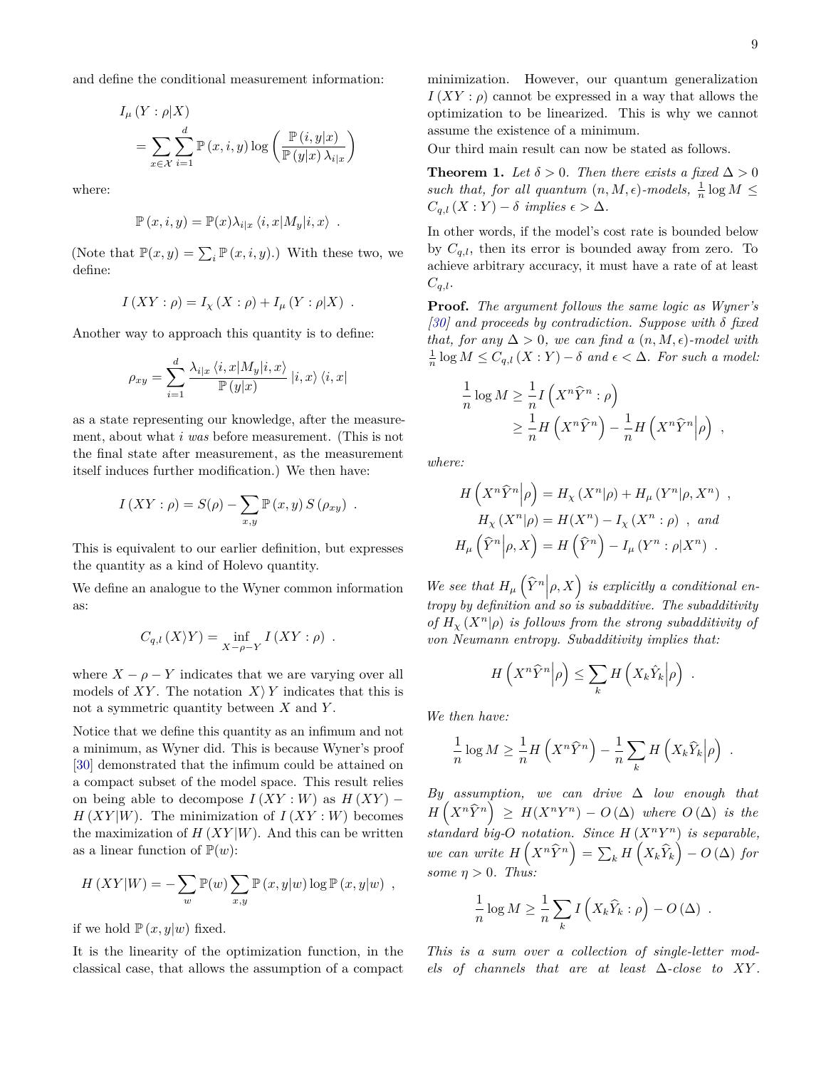and define the conditional measurement information:

$$I_\mu (Y : \rho | X) = \sum_{x \in \mathcal{X}} \sum_{i=1}^{d} \mathbb{P}(x, i, y) \log \left( \frac{\mathbb{P}(i, y | x)}{\mathbb{P}(y|x) \lambda_{i|x}} \right)$$

where:

$$\mathbb{P}(x, i, y) = \mathbb{P}(x) \lambda_{i|x} \langle i, x | M_y | i, x \rangle \ .$$

(Note that $\mathbb{P}(x, y) = \sum_i \mathbb{P}(x, i, y)$.) With these two, we define:

$$I(XY : \rho) = I_\chi (X : \rho) + I_\mu (Y : \rho | X) \ .$$

Another way to approach this quantity is to define:

$$\rho_{xy} = \sum_{i=1}^{d} \frac{\lambda_{i|x} \langle i, x | M_y | i, x \rangle}{\mathbb{P}(y|x)} |i, x\rangle \langle i, x|$$

as a state representing our knowledge, after the measurement, about what $i$ *was* before measurement. (This is not the final state after measurement, as the measurement itself induces further modification.) We then have:

$$I(XY : \rho) = S(\rho) - \sum_{x,y} \mathbb{P}(x, y) S(\rho_{xy}) \ .$$

This is equivalent to our earlier definition, but expresses the quantity as a kind of Holevo quantity.

We define an analogue to the Wyner common information as:

$$C_{q,l}(X \rangle Y) = \inf_{X - \rho - Y} I(XY : \rho) \ .$$

where $X - \rho - Y$ indicates that we are varying over all models of $XY$. The notation $X \rangle Y$ indicates that this is not a symmetric quantity between $X$ and $Y$.

Notice that we define this quantity as an infimum and not a minimum, as Wyner did. This is because Wyner's proof [30] demonstrated that the infimum could be attained on a compact subset of the model space. This result relies on being able to decompose $I(XY : W)$ as $H(XY) - H(XY|W)$. The minimization of $I(XY : W)$ becomes the maximization of $H(XY|W)$. And this can be written as a linear function of $\mathbb{P}(w)$:

$$H(XY|W) = -\sum_w \mathbb{P}(w) \sum_{x,y} \mathbb{P}(x, y|w) \log \mathbb{P}(x, y|w) \ ,$$

if we hold $\mathbb{P}(x, y|w)$ fixed.

It is the linearity of the optimization function, in the classical case, that allows the assumption of a compact minimization. However, our quantum generalization $I(XY : \rho)$ cannot be expressed in a way that allows the optimization to be linearized. This is why we cannot assume the existence of a minimum.

Our third main result can now be stated as follows.

**Theorem 1.** *Let $\delta > 0$. Then there exists a fixed $\Delta > 0$ such that, for all quantum $(n, M, \epsilon)$-models, $\frac{1}{n} \log M \leq C_{q,l}(X : Y) - \delta$ implies $\epsilon > \Delta$.*

In other words, if the model's cost rate is bounded below by $C_{q,l}$, then its error is bounded away from zero. To achieve arbitrary accuracy, it must have a rate of at least $C_{q,l}$.

**Proof.** *The argument follows the same logic as Wyner's [30] and proceeds by contradiction. Suppose with $\delta$ fixed that, for any $\Delta > 0$, we can find a $(n, M, \epsilon)$-model with $\frac{1}{n} \log M \leq C_{q,l}(X : Y) - \delta$ and $\epsilon < \Delta$. For such a model:*

$$\frac{1}{n} \log M \geq \frac{1}{n} I\left(X^n \widehat{Y}^n : \rho\right) \geq \frac{1}{n} H\left(X^n \widehat{Y}^n\right) - \frac{1}{n} H\left(X^n \widehat{Y}^n \middle| \rho\right) \ ,$$

*where:*

$$H\left(X^n \widehat{Y}^n \middle| \rho\right) = H_\chi (X^n | \rho) + H_\mu (Y^n | \rho, X^n) \ ,$$
$$H_\chi (X^n | \rho) = H(X^n) - I_\chi (X^n : \rho) \ , \text{ and}$$
$$H_\mu \left(\widehat{Y}^n \middle| \rho, X\right) = H\left(\widehat{Y}^n\right) - I_\mu (Y^n : \rho | X^n) \ .$$

*We see that $H_\mu\left(\widehat{Y}^n \middle| \rho, X\right)$ is explicitly a conditional entropy by definition and so is subadditive. The subadditivity of $H_\chi(X^n|\rho)$ is follows from the strong subadditivity of von Neumann entropy. Subadditivity implies that:*

$$H\left(X^n \widehat{Y}^n \middle| \rho\right) \leq \sum_k H\left(X_k \hat{Y}_k \middle| \rho\right) \ .$$

*We then have:*

$$\frac{1}{n} \log M \geq \frac{1}{n} H\left(X^n \widehat{Y}^n\right) - \frac{1}{n} \sum_k H\left(X_k \widehat{Y}_k \middle| \rho\right) \ .$$

*By assumption, we can drive $\Delta$ low enough that $H\left(X^n \widehat{Y}^n\right) \geq H(X^n Y^n) - O(\Delta)$ where $O(\Delta)$ is the standard big-O notation. Since $H(X^n Y^n)$ is separable, we can write $H\left(X^n \widehat{Y}^n\right) = \sum_k H\left(X_k \widehat{Y}_k\right) - O(\Delta)$ for some $\eta > 0$. Thus:*

$$\frac{1}{n} \log M \geq \frac{1}{n} \sum_k I\left(X_k \widehat{Y}_k : \rho\right) - O(\Delta) \ .$$

*This is a sum over a collection of single-letter models of channels that are at least $\Delta$-close to $XY$.*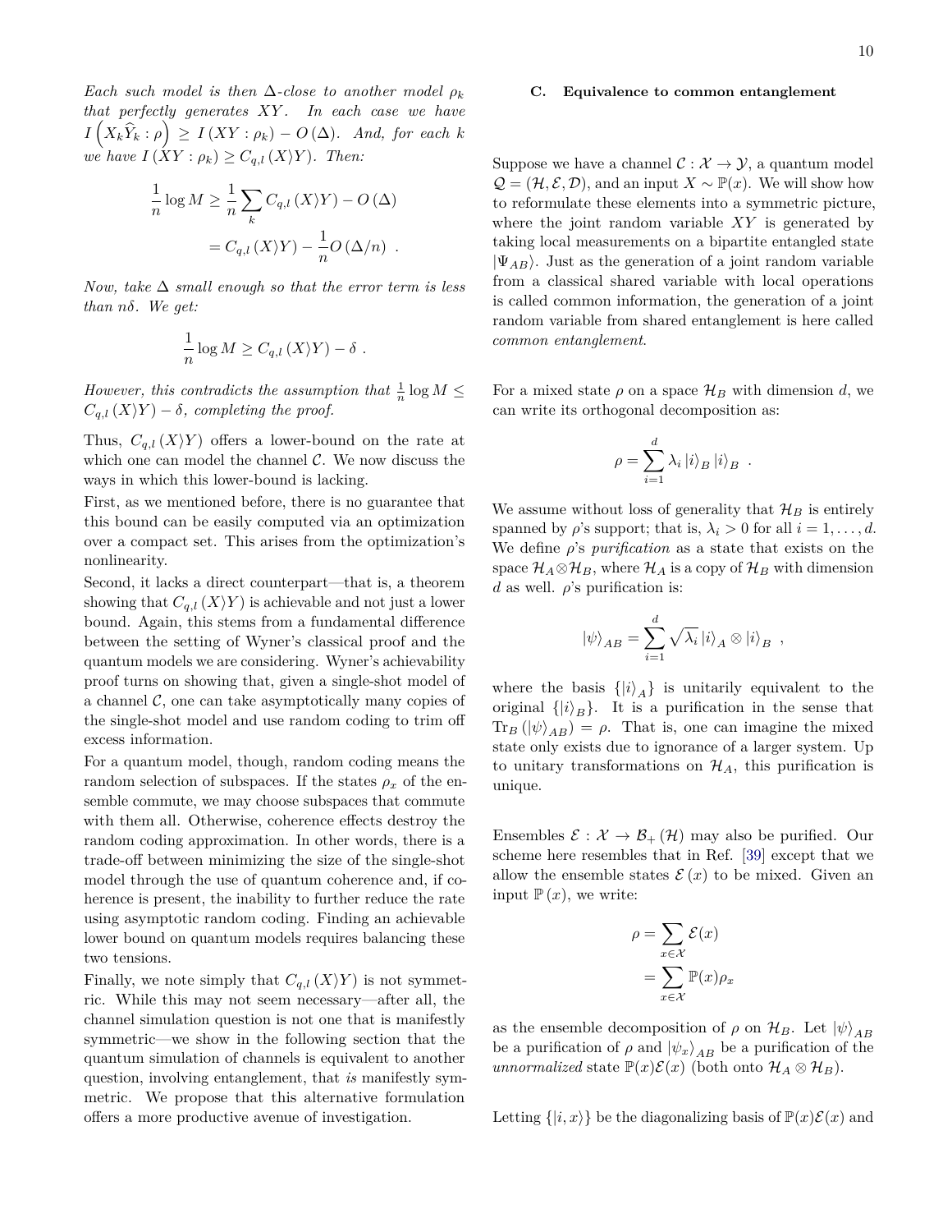*Each such model is then $\Delta$-close to another model $\rho_k$ that perfectly generates $XY$. In each case we have $I\left(X_k\widehat{Y}_k : \rho\right) \geq I\left(XY : \rho_k\right) - O\left(\Delta\right)$. And, for each $k$ we have $I\left(XY : \rho_k\right) \geq C_{q,l}\left(X\rangle Y\right)$. Then:*

$$\begin{aligned}\frac{1}{n}\log M &\geq \frac{1}{n}\sum_k C_{q,l}\left(X\rangle Y\right) - O\left(\Delta\right) \\ &= C_{q,l}\left(X\rangle Y\right) - \frac{1}{n}O\left(\Delta/n\right) \ .\end{aligned}$$

*Now, take $\Delta$ small enough so that the error term is less than $n\delta$. We get:*

$$\frac{1}{n}\log M \geq C_{q,l}\left(X\rangle Y\right) - \delta \ .$$

*However, this contradicts the assumption that $\frac{1}{n}\log M \leq C_{q,l}\left(X\rangle Y\right) - \delta$, completing the proof.*

Thus, $C_{q,l}\left(X\rangle Y\right)$ offers a lower-bound on the rate at which one can model the channel $\mathcal{C}$. We now discuss the ways in which this lower-bound is lacking.

First, as we mentioned before, there is no guarantee that this bound can be easily computed via an optimization over a compact set. This arises from the optimization's nonlinearity.

Second, it lacks a direct counterpart—that is, a theorem showing that $C_{q,l}\left(X\rangle Y\right)$ is achievable and not just a lower bound. Again, this stems from a fundamental difference between the setting of Wyner's classical proof and the quantum models we are considering. Wyner's achievability proof turns on showing that, given a single-shot model of a channel $\mathcal{C}$, one can take asymptotically many copies of the single-shot model and use random coding to trim off excess information.

For a quantum model, though, random coding means the random selection of subspaces. If the states $\rho_x$ of the ensemble commute, we may choose subspaces that commute with them all. Otherwise, coherence effects destroy the random coding approximation. In other words, there is a trade-off between minimizing the size of the single-shot model through the use of quantum coherence and, if coherence is present, the inability to further reduce the rate using asymptotic random coding. Finding an achievable lower bound on quantum models requires balancing these two tensions.

Finally, we note simply that $C_{q,l}\left(X\rangle Y\right)$ is not symmetric. While this may not seem necessary—after all, the channel simulation question is not one that is manifestly symmetric—we show in the following section that the quantum simulation of channels is equivalent to another question, involving entanglement, that *is* manifestly symmetric. We propose that this alternative formulation offers a more productive avenue of investigation.

### C. Equivalence to common entanglement

Suppose we have a channel $\mathcal{C} : \mathcal{X} \to \mathcal{Y}$, a quantum model $\mathcal{Q} = (\mathcal{H}, \mathcal{E}, \mathcal{D})$, and an input $X \sim \mathbb{P}(x)$. We will show how to reformulate these elements into a symmetric picture, where the joint random variable $XY$ is generated by taking local measurements on a bipartite entangled state $|\Psi_{AB}\rangle$. Just as the generation of a joint random variable from a classical shared variable with local operations is called common information, the generation of a joint random variable from shared entanglement is here called *common entanglement*.

For a mixed state $\rho$ on a space $\mathcal{H}_B$ with dimension $d$, we can write its orthogonal decomposition as:

$$\rho = \sum_{i=1}^{d} \lambda_i \left|i\right\rangle_B \left|i\right\rangle_B \ .$$

We assume without loss of generality that $\mathcal{H}_B$ is entirely spanned by $\rho$'s support; that is, $\lambda_i > 0$ for all $i = 1, \ldots, d$. We define $\rho$'s *purification* as a state that exists on the space $\mathcal{H}_A \otimes \mathcal{H}_B$, where $\mathcal{H}_A$ is a copy of $\mathcal{H}_B$ with dimension $d$ as well. $\rho$'s purification is:

$$\left|\psi\right\rangle_{AB} = \sum_{i=1}^{d} \sqrt{\lambda_i} \left|i\right\rangle_A \otimes \left|i\right\rangle_B \ ,$$

where the basis $\{\left|i\right\rangle_A\}$ is unitarily equivalent to the original $\{\left|i\right\rangle_B\}$. It is a purification in the sense that $\mathrm{Tr}_B\left(\left|\psi\right\rangle_{AB}\right) = \rho$. That is, one can imagine the mixed state only exists due to ignorance of a larger system. Up to unitary transformations on $\mathcal{H}_A$, this purification is unique.

Ensembles $\mathcal{E} : \mathcal{X} \to \mathcal{B}_+\left(\mathcal{H}\right)$ may also be purified. Our scheme here resembles that in Ref. [39] except that we allow the ensemble states $\mathcal{E}\left(x\right)$ to be mixed. Given an input $\mathbb{P}\left(x\right)$, we write:

$$\begin{aligned}\rho &= \sum_{x\in\mathcal{X}} \mathcal{E}(x) \\ &= \sum_{x\in\mathcal{X}} \mathbb{P}(x)\rho_x\end{aligned}$$

as the ensemble decomposition of $\rho$ on $\mathcal{H}_B$. Let $\left|\psi\right\rangle_{AB}$ be a purification of $\rho$ and $\left|\psi_x\right\rangle_{AB}$ be a purification of the *unnormalized* state $\mathbb{P}(x)\mathcal{E}(x)$ (both onto $\mathcal{H}_A \otimes \mathcal{H}_B$).

Letting $\{\left|i, x\right\rangle\}$ be the diagonalizing basis of $\mathbb{P}(x)\mathcal{E}(x)$ and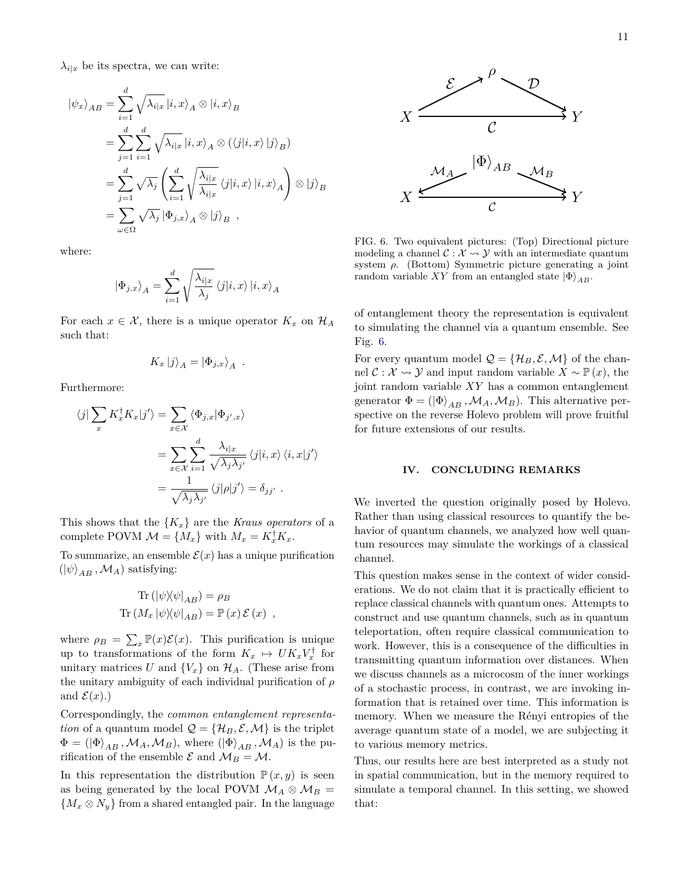$\lambda_{i|x}$ be its spectra, we can write:

$$
\begin{aligned}
|\psi_x\rangle_{AB} &= \sum_{i=1}^{d} \sqrt{\lambda_{i|x}}\, |i,x\rangle_A \otimes |i,x\rangle_B \\
&= \sum_{j=1}^{d}\sum_{i=1}^{d} \sqrt{\lambda_{i|x}}\, |i,x\rangle_A \otimes (\langle j|i,x\rangle\, |j\rangle_B) \\
&= \sum_{j=1}^{d} \sqrt{\lambda_j} \left( \sum_{i=1}^{d} \sqrt{\frac{\lambda_{i|x}}{\lambda_{i|x}}}\, \langle j|i,x\rangle\, |i,x\rangle_A \right) \otimes |j\rangle_B \\
&= \sum_{\omega\in\Omega} \sqrt{\lambda_j}\, |\Phi_{j,x}\rangle_A \otimes |j\rangle_B \ ,
\end{aligned}
$$

where:

$$
|\Phi_{j,x}\rangle_A = \sum_{i=1}^{d} \sqrt{\frac{\lambda_{i|x}}{\lambda_j}}\, \langle j|i,x\rangle\, |i,x\rangle_A
$$

For each $x \in \mathcal{X}$, there is a unique operator $K_x$ on $\mathcal{H}_A$ such that:

$$
K_x\, |j\rangle_A = |\Phi_{j,x}\rangle_A \ .
$$

Furthermore:

$$
\begin{aligned}
\langle j| \sum_x K_x^\dagger K_x |j'\rangle &= \sum_{x\in\mathcal{X}} \langle \Phi_{j,x}|\Phi_{j',x}\rangle \\
&= \sum_{x\in\mathcal{X}} \sum_{i=1}^{d} \frac{\lambda_{i|x}}{\sqrt{\lambda_j\lambda_{j'}}}\, \langle j|i,x\rangle\, \langle i,x|j'\rangle \\
&= \frac{1}{\sqrt{\lambda_j\lambda_{j'}}}\, \langle j|\rho|j'\rangle = \delta_{jj'} \ .
\end{aligned}
$$

This shows that the $\{K_x\}$ are the *Kraus operators* of a complete POVM $\mathcal{M} = \{M_x\}$ with $M_x = K_x^\dagger K_x$.

To summarize, an ensemble $\mathcal{E}(x)$ has a unique purification $(|\psi\rangle_{AB}, \mathcal{M}_A)$ satisfying:

$$
\begin{aligned}
\mathrm{Tr}\,(|\psi\rangle\langle\psi|_{AB}) &= \rho_B \\
\mathrm{Tr}\,(M_x\, |\psi\rangle\langle\psi|_{AB}) &= \mathbb{P}\,(x)\, \mathcal{E}\,(x) \ ,
\end{aligned}
$$

where $\rho_B = \sum_x \mathbb{P}(x)\mathcal{E}(x)$. This purification is unique up to transformations of the form $K_x \mapsto U K_x V_x^\dagger$ for unitary matrices $U$ and $\{V_x\}$ on $\mathcal{H}_A$. (These arise from the unitary ambiguity of each individual purification of $\rho$ and $\mathcal{E}(x)$.)

Correspondingly, the *common entanglement representation* of a quantum model $\mathcal{Q} = \{\mathcal{H}_B, \mathcal{E}, \mathcal{M}\}$ is the triplet $\Phi = (|\Phi\rangle_{AB}, \mathcal{M}_A, \mathcal{M}_B)$, where $(|\Phi\rangle_{AB}, \mathcal{M}_A)$ is the purification of the ensemble $\mathcal{E}$ and $\mathcal{M}_B = \mathcal{M}$.

In this representation the distribution $\mathbb{P}\,(x, y)$ is seen as being generated by the local POVM $\mathcal{M}_A \otimes \mathcal{M}_B = \{M_x \otimes N_y\}$ from a shared entangled pair. In the language of entanglement theory the representation is equivalent to simulating the channel via a quantum ensemble. See Fig. 6.

FIG. 6. Two equivalent pictures: (Top) Directional picture modeling a channel $\mathcal{C} : \mathcal{X} \rightsquigarrow \mathcal{Y}$ with an intermediate quantum system $\rho$. (Bottom) Symmetric picture generating a joint random variable $XY$ from an entangled state $|\Phi\rangle_{AB}$.

For every quantum model $\mathcal{Q} = \{\mathcal{H}_B, \mathcal{E}, \mathcal{M}\}$ of the channel $\mathcal{C} : \mathcal{X} \rightsquigarrow \mathcal{Y}$ and input random variable $X \sim \mathbb{P}\,(x)$, the joint random variable $XY$ has a common entanglement generator $\Phi = (|\Phi\rangle_{AB}, \mathcal{M}_A, \mathcal{M}_B)$. This alternative perspective on the reverse Holevo problem will prove fruitful for future extensions of our results.

## IV. CONCLUDING REMARKS

We inverted the question originally posed by Holevo. Rather than using classical resources to quantify the behavior of quantum channels, we analyzed how well quantum resources may simulate the workings of a classical channel.

This question makes sense in the context of wider considerations. We do not claim that it is practically efficient to replace classical channels with quantum ones. Attempts to construct and use quantum channels, such as in quantum teleportation, often require classical communication to work. However, this is a consequence of the difficulties in transmitting quantum information over distances. When we discuss channels as a microcosm of the inner workings of a stochastic process, in contrast, we are invoking information that is retained over time. This information is memory. When we measure the Rényi entropies of the average quantum state of a model, we are subjecting it to various memory metrics.

Thus, our results here are best interpreted as a study not in spatial communication, but in the memory required to simulate a temporal channel. In this setting, we showed that: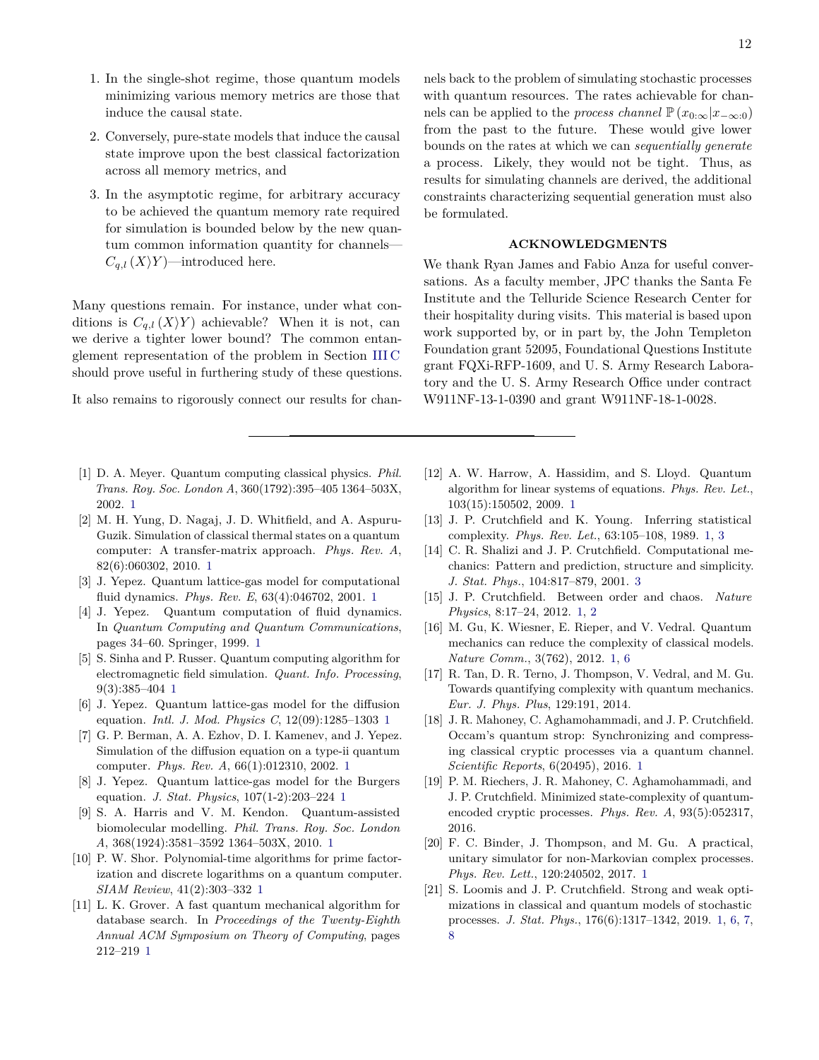1. In the single-shot regime, those quantum models minimizing various memory metrics are those that induce the causal state.

2. Conversely, pure-state models that induce the causal state improve upon the best classical factorization across all memory metrics, and

3. In the asymptotic regime, for arbitrary accuracy to be achieved the quantum memory rate required for simulation is bounded below by the new quantum common information quantity for channels—$C_{q,l}\left(X\rangle Y\right)$—introduced here.

Many questions remain. For instance, under what conditions is $C_{q,l}\left(X\rangle Y\right)$ achievable? When it is not, can we derive a tighter lower bound? The common entanglement representation of the problem in Section III C should prove useful in furthering study of these questions.

It also remains to rigorously connect our results for channels back to the problem of simulating stochastic processes with quantum resources. The rates achievable for channels can be applied to the *process channel* $\mathbb{P}\left(x_{0:\infty}|x_{-\infty:0}\right)$ from the past to the future. These would give lower bounds on the rates at which we can *sequentially generate* a process. Likely, they would not be tight. Thus, as results for simulating channels are derived, the additional constraints characterizing sequential generation must also be formulated.

## ACKNOWLEDGMENTS

We thank Ryan James and Fabio Anza for useful conversations. As a faculty member, JPC thanks the Santa Fe Institute and the Telluride Science Research Center for their hospitality during visits. This material is based upon work supported by, or in part by, the John Templeton Foundation grant 52095, Foundational Questions Institute grant FQXi-RFP-1609, and U. S. Army Research Laboratory and the U. S. Army Research Office under contract W911NF-13-1-0390 and grant W911NF-18-1-0028.

---

[1] D. A. Meyer. Quantum computing classical physics. *Phil. Trans. Roy. Soc. London A*, 360(1792):395–405 1364–503X, 2002. 1

[2] M. H. Yung, D. Nagaj, J. D. Whitfield, and A. Aspuru-Guzik. Simulation of classical thermal states on a quantum computer: A transfer-matrix approach. *Phys. Rev. A*, 82(6):060302, 2010. 1

[3] J. Yepez. Quantum lattice-gas model for computational fluid dynamics. *Phys. Rev. E*, 63(4):046702, 2001. 1

[4] J. Yepez. Quantum computation of fluid dynamics. In *Quantum Computing and Quantum Communications*, pages 34–60. Springer, 1999. 1

[5] S. Sinha and P. Russer. Quantum computing algorithm for electromagnetic field simulation. *Quant. Info. Processing*, 9(3):385–404 1

[6] J. Yepez. Quantum lattice-gas model for the diffusion equation. *Intl. J. Mod. Physics C*, 12(09):1285–1303 1

[7] G. P. Berman, A. A. Ezhov, D. I. Kamenev, and J. Yepez. Simulation of the diffusion equation on a type-ii quantum computer. *Phys. Rev. A*, 66(1):012310, 2002. 1

[8] J. Yepez. Quantum lattice-gas model for the Burgers equation. *J. Stat. Physics*, 107(1-2):203–224 1

[9] S. A. Harris and V. M. Kendon. Quantum-assisted biomolecular modelling. *Phil. Trans. Roy. Soc. London A*, 368(1924):3581–3592 1364–503X, 2010. 1

[10] P. W. Shor. Polynomial-time algorithms for prime factorization and discrete logarithms on a quantum computer. *SIAM Review*, 41(2):303–332 1

[11] L. K. Grover. A fast quantum mechanical algorithm for database search. In *Proceedings of the Twenty-Eighth Annual ACM Symposium on Theory of Computing*, pages 212–219 1

[12] A. W. Harrow, A. Hassidim, and S. Lloyd. Quantum algorithm for linear systems of equations. *Phys. Rev. Lett.*, 103(15):150502, 2009. 1

[13] J. P. Crutchfield and K. Young. Inferring statistical complexity. *Phys. Rev. Lett.*, 63:105–108, 1989. 1, 3

[14] C. R. Shalizi and J. P. Crutchfield. Computational mechanics: Pattern and prediction, structure and simplicity. *J. Stat. Phys.*, 104:817–879, 2001. 3

[15] J. P. Crutchfield. Between order and chaos. *Nature Physics*, 8:17–24, 2012. 1, 2

[16] M. Gu, K. Wiesner, E. Rieper, and V. Vedral. Quantum mechanics can reduce the complexity of classical models. *Nature Comm.*, 3(762), 2012. 1, 6

[17] R. Tan, D. R. Terno, J. Thompson, V. Vedral, and M. Gu. Towards quantifying complexity with quantum mechanics. *Eur. J. Phys. Plus*, 129:191, 2014.

[18] J. R. Mahoney, C. Aghamohammadi, and J. P. Crutchfield. Occam's quantum strop: Synchronizing and compressing classical cryptic processes via a quantum channel. *Scientific Reports*, 6(20495), 2016. 1

[19] P. M. Riechers, J. R. Mahoney, C. Aghamohammadi, and J. P. Crutchfield. Minimized state-complexity of quantum-encoded cryptic processes. *Phys. Rev. A*, 93(5):052317, 2016.

[20] F. C. Binder, J. Thompson, and M. Gu. A practical, unitary simulator for non-Markovian complex processes. *Phys. Rev. Lett.*, 120:240502, 2017. 1

[21] S. Loomis and J. P. Crutchfield. Strong and weak optimizations in classical and quantum models of stochastic processes. *J. Stat. Phys.*, 176(6):1317–1342, 2019. 1, 6, 7, 8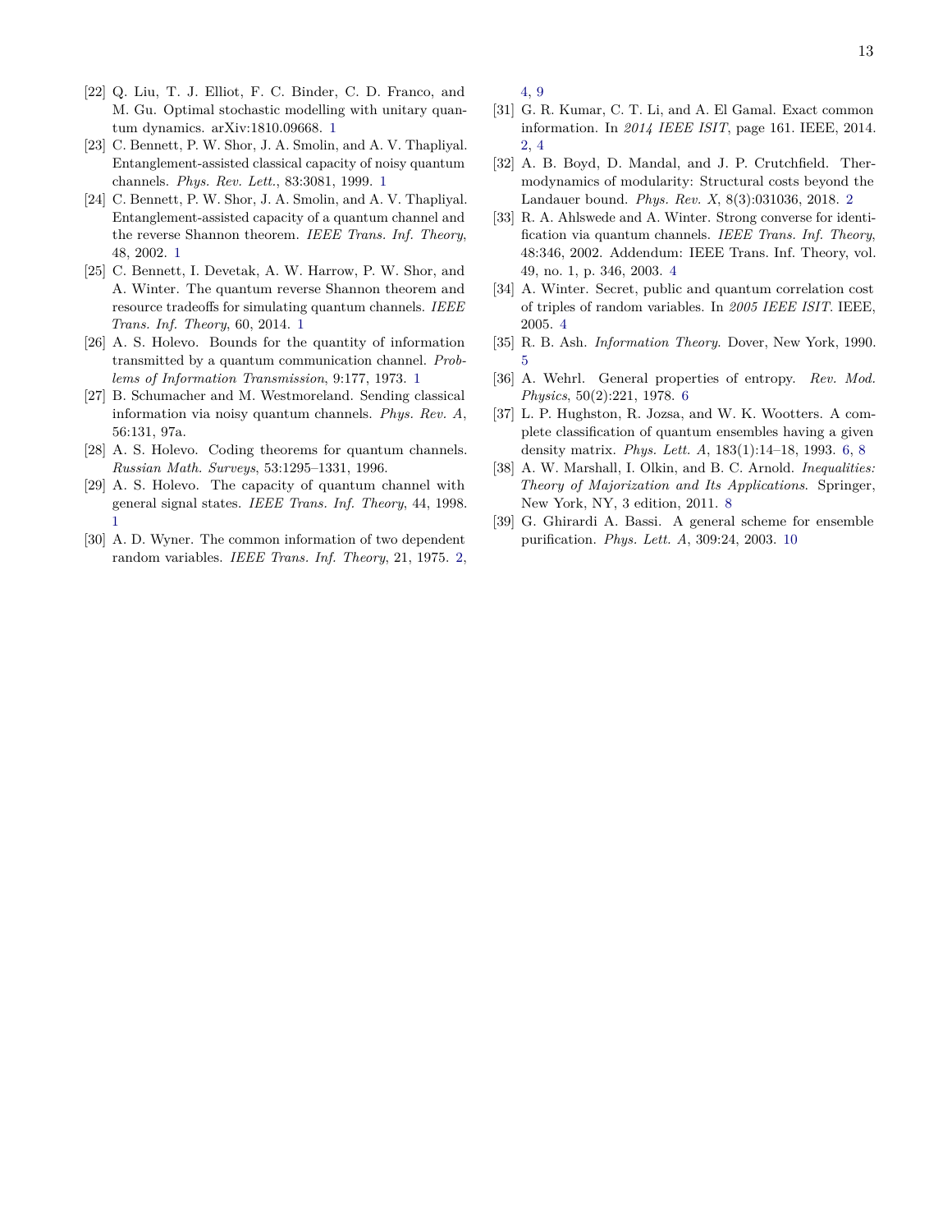[22] Q. Liu, T. J. Elliot, F. C. Binder, C. D. Franco, and M. Gu. Optimal stochastic modelling with unitary quantum dynamics. arXiv:1810.09668. 1

[23] C. Bennett, P. W. Shor, J. A. Smolin, and A. V. Thapliyal. Entanglement-assisted classical capacity of noisy quantum channels. *Phys. Rev. Lett.*, 83:3081, 1999. 1

[24] C. Bennett, P. W. Shor, J. A. Smolin, and A. V. Thapliyal. Entanglement-assisted capacity of a quantum channel and the reverse Shannon theorem. *IEEE Trans. Inf. Theory*, 48, 2002. 1

[25] C. Bennett, I. Devetak, A. W. Harrow, P. W. Shor, and A. Winter. The quantum reverse Shannon theorem and resource tradeoffs for simulating quantum channels. *IEEE Trans. Inf. Theory*, 60, 2014. 1

[26] A. S. Holevo. Bounds for the quantity of information transmitted by a quantum communication channel. *Problems of Information Transmission*, 9:177, 1973. 1

[27] B. Schumacher and M. Westmoreland. Sending classical information via noisy quantum channels. *Phys. Rev. A*, 56:131, 97a.

[28] A. S. Holevo. Coding theorems for quantum channels. *Russian Math. Surveys*, 53:1295–1331, 1996.

[29] A. S. Holevo. The capacity of quantum channel with general signal states. *IEEE Trans. Inf. Theory*, 44, 1998. 1

[30] A. D. Wyner. The common information of two dependent random variables. *IEEE Trans. Inf. Theory*, 21, 1975. 2, 4, 9

[31] G. R. Kumar, C. T. Li, and A. El Gamal. Exact common information. In *2014 IEEE ISIT*, page 161. IEEE, 2014. 2, 4

[32] A. B. Boyd, D. Mandal, and J. P. Crutchfield. Thermodynamics of modularity: Structural costs beyond the Landauer bound. *Phys. Rev. X*, 8(3):031036, 2018. 2

[33] R. A. Ahlswede and A. Winter. Strong converse for identification via quantum channels. *IEEE Trans. Inf. Theory*, 48:346, 2002. Addendum: IEEE Trans. Inf. Theory, vol. 49, no. 1, p. 346, 2003. 4

[34] A. Winter. Secret, public and quantum correlation cost of triples of random variables. In *2005 IEEE ISIT*. IEEE, 2005. 4

[35] R. B. Ash. *Information Theory.* Dover, New York, 1990. 5

[36] A. Wehrl. General properties of entropy. *Rev. Mod. Physics*, 50(2):221, 1978. 6

[37] L. P. Hughston, R. Jozsa, and W. K. Wootters. A complete classification of quantum ensembles having a given density matrix. *Phys. Lett. A*, 183(1):14–18, 1993. 6, 8

[38] A. W. Marshall, I. Olkin, and B. C. Arnold. *Inequalities: Theory of Majorization and Its Applications*. Springer, New York, NY, 3 edition, 2011. 8

[39] G. Ghirardi A. Bassi. A general scheme for ensemble purification. *Phys. Lett. A*, 309:24, 2003. 10